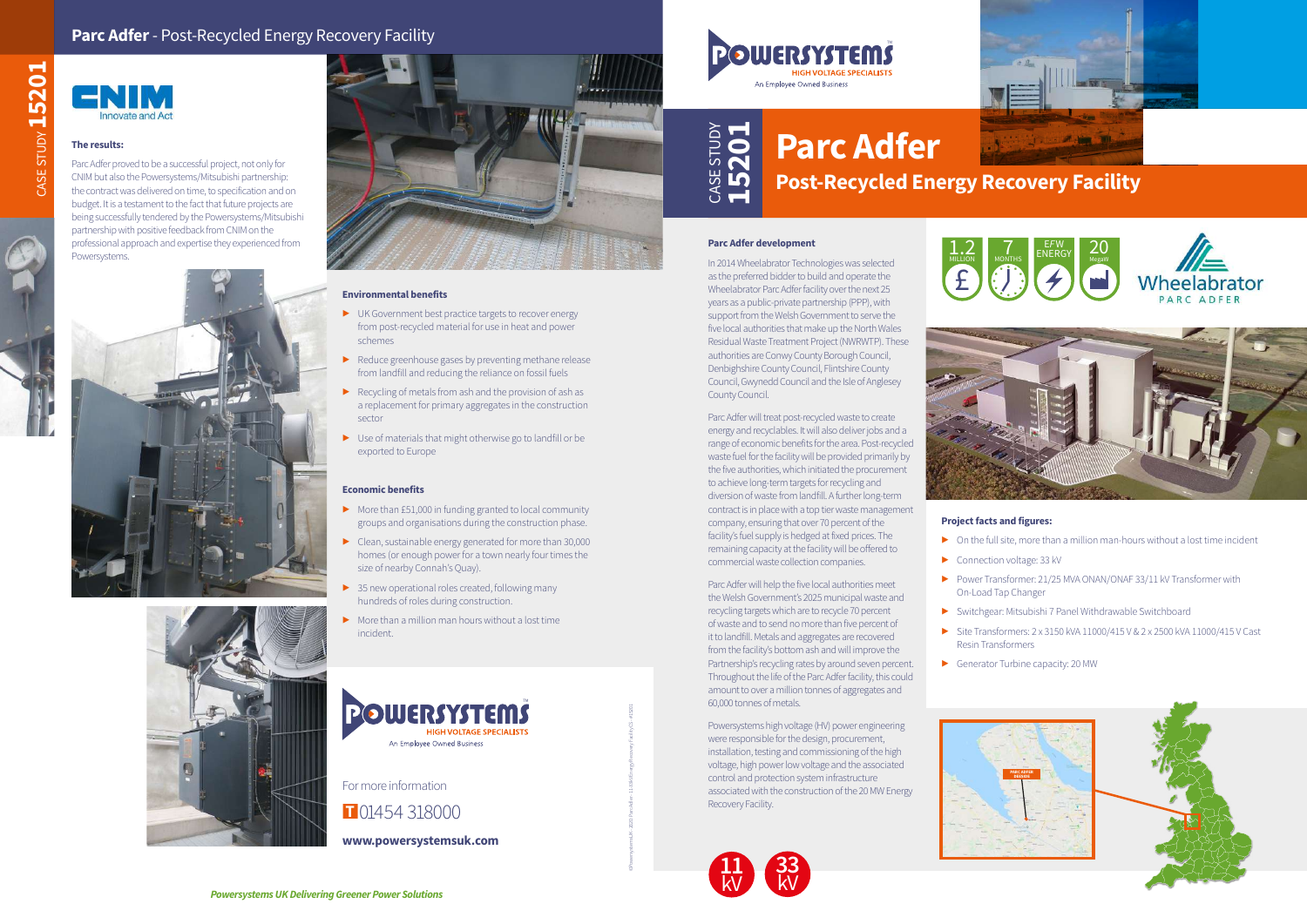# Parc Adfer - Post-Recycled Energy Recovery Facility

CASE STUDY **15201**

CNIM Innovate and Act

### The results:

Parc Adfer proved to be a successful project, not only for CNIM but also the Powersystems/Mitsubishi partnership: the contract was delivered on time, to specification and on budget. It is a testament to the fact that future projects are being successfully tendered by the Powersystems/Mitsubishi partnership with positive feedback from CNIM on the professional approach and expertise they experienced from Powersystems.

### Environmental benefits

- UK Government best practice targets to recover energy from post-recycled material for use in heat and power schemes
- Reduce greenhouse gases by preventing methane release from landfill and reducing the reliance on fossil fuels
- Recycling of metals from ash and the provision of ash as a replacement for primary aggregates in the construction sector
- Use of materials that might otherwise go to landfill or be exported to Europe

### Economic benefits

- More than £51,000 in funding granted to local community groups and organisations during the construction phase.
- Clean, sustainable energy generated for more than 30,000 homes (or enough power for a town nearly four times the size of nearby Connah's Quay).
- 35 new operational roles created, following many hundreds of roles during construction.
- More than a million man hours without a lost time incident.

POWERSYSTEMS HIGH VOLTAGE SPECIALISTS
An Employee Owned Business

For more information

T 01454 318000

**www.powersystemsuk.com**

*Powersystems UK Delivering Greener Power Solutions*

POWERSYSTEMS HIGH VOLTAGE SPECIALISTS
An Employee Owned Business

CASE STUDY **15201**

# Parc Adfer

## Post-Recycled Energy Recovery Facility

### Parc Adfer development

In 2014 Wheelabrator Technologies was selected as the preferred bidder to build and operate the Wheelabrator Parc Adfer facility over the next 25 years as a public-private partnership (PPP), with support from the Welsh Government to serve the five local authorities that make up the North Wales Residual Waste Treatment Project (NWRWTP). These authorities are Conwy County Borough Council, Denbighshire County Council, Flintshire County Council, Gwynedd Council and the Isle of Anglesey County Council.

Parc Adfer will treat post-recycled waste to create energy and recyclables. It will also deliver jobs and a range of economic benefits for the area. Post-recycled waste fuel for the facility will be provided primarily by the five authorities, which initiated the procurement to achieve long-term targets for recycling and diversion of waste from landfill. A further long-term contract is in place with a top tier waste management company, ensuring that over 70 percent of the facility's fuel supply is hedged at fixed prices. The remaining capacity at the facility will be offered to commercial waste collection companies.

Parc Adfer will help the five local authorities meet the Welsh Government's 2025 municipal waste and recycling targets which are to recycle 70 percent of waste and to send no more than five percent of it to landfill. Metals and aggregates are recovered from the facility's bottom ash and will improve the Partnership's recycling rates by around seven percent. Throughout the life of the Parc Adfer facility, this could amount to over a million tonnes of aggregates and 60,000 tonnes of metals.

Powersystems high voltage (HV) power engineering were responsible for the design, procurement, installation, testing and commissioning of the high voltage, high power low voltage and the associated control and protection system infrastructure associated with the construction of the 20 MW Energy Recovery Facility.

11 kV | 33 kV

1.2 MILLION £ | 7 MONTHS | EFW ENERGY | 20 MegaW

Wheelabrator PARC ADFER

### Project facts and figures:

- On the full site, more than a million man-hours without a lost time incident
- Connection voltage: 33 kV
- Power Transformer: 21/25 MVA ONAN/ONAF 33/11 kV Transformer with On-Load Tap Changer
- Switchgear: Mitsubishi 7 Panel Withdrawable Switchboard
- Site Transformers: 2 x 3150 kVA 11000/415 V & 2 x 2500 kVA 11000/415 V Cast Resin Transformers
- Generator Turbine capacity: 20 MW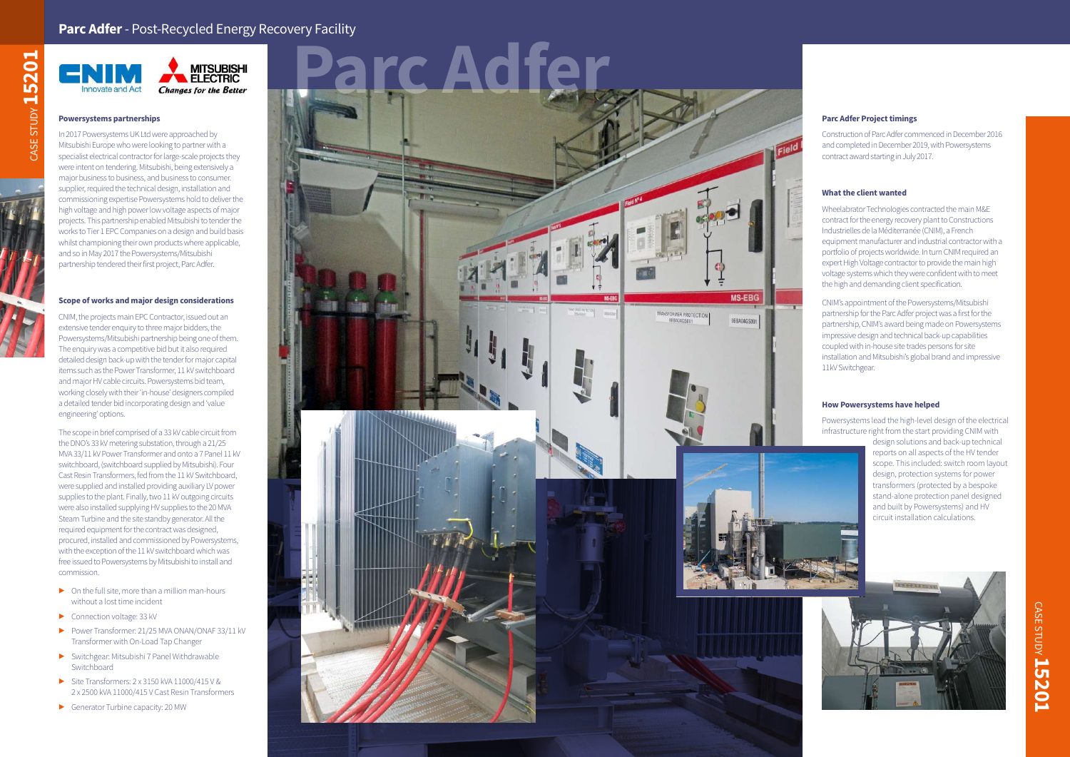# Parc Adfer - Post-Recycled Energy Recovery Facility

# Parc Adfer

### Powersystems partnerships

In 2017 Powersystems UK Ltd were approached by Mitsubishi Europe who were looking to partner with a specialist electrical contractor for large-scale projects they were intent on tendering. Mitsubishi, being extensively a major business to business, and business to consumer. supplier, required the technical design, installation and commissioning expertise Powersystems hold to deliver the high voltage and high power low voltage aspects of major projects. This partnership enabled Mitsubishi to tender the works to Tier 1 EPC Companies on a design and build basis whilst championing their own products where applicable, and so in May 2017 the Powersystems/Mitsubishi partnership tendered their first project, Parc Adfer.

### Scope of works and major design considerations

CNIM, the projects main EPC Contractor, issued out an extensive tender enquiry to three major bidders, the Powersystems/Mitsubishi partnership being one of them. The enquiry was a competitive bid but it also required detailed design back-up with the tender for major capital items such as the Power Transformer, 11 kV switchboard and major HV cable circuits. Powersystems bid team, working closely with their 'in-house' designers compiled a detailed tender bid incorporating design and 'value engineering' options.

The scope in brief comprised of a 33 kV cable circuit from the DNO's 33 kV metering substation, through a 21/25 MVA 33/11 kV Power Transformer and onto a 7 Panel 11 kV switchboard, (switchboard supplied by Mitsubishi). Four Cast Resin Transformers, fed from the 11 kV Switchboard, were supplied and installed providing auxiliary LV power supplies to the plant. Finally, two 11 kV outgoing circuits were also installed supplying HV supplies to the 20 MVA Steam Turbine and the site standby generator. All the required equipment for the contract was designed, procured, installed and commissioned by Powersystems, with the exception of the 11 kV switchboard which was free issued to Powersystems by Mitsubishi to install and commission.

- On the full site, more than a million man-hours without a lost time incident
- Connection voltage: 33 kV
- Power Transformer: 21/25 MVA ONAN/ONAF 33/11 kV Transformer with On-Load Tap Changer
- Switchgear: Mitsubishi 7 Panel Withdrawable Switchboard
- Site Transformers: 2 x 3150 kVA 11000/415 V & 2 x 2500 kVA 11000/415 V Cast Resin Transformers
- Generator Turbine capacity: 20 MW

### Parc Adfer Project timings

Construction of Parc Adfer commenced in December 2016 and completed in December 2019, with Powersystems contract award starting in July 2017.

### What the client wanted

Wheelabrator Technologies contracted the main M&E contract for the energy recovery plant to Constructions Industrielles de la Méditerranée (CNIM), a French equipment manufacturer and industrial contractor with a portfolio of projects worldwide. In turn CNIM required an expert High Voltage contractor to provide the main high voltage systems which they were confident with to meet the high and demanding client specification.

CNIM's appointment of the Powersystems/Mitsubishi partnership for the Parc Adfer project was a first for the partnership, CNIM's award being made on Powersystems impressive design and technical back-up capabilities coupled with in-house site trades persons for site installation and Mitsubishi's global brand and impressive 11kV Switchgear.

### How Powersystems have helped

Powersystems lead the high-level design of the electrical infrastructure right from the start providing CNIM with design solutions and back-up technical reports on all aspects of the HV tender scope. This included: switch room layout design, protection systems for power transformers (protected by a bespoke stand-alone protection panel designed and built by Powersystems) and HV circuit installation calculations.